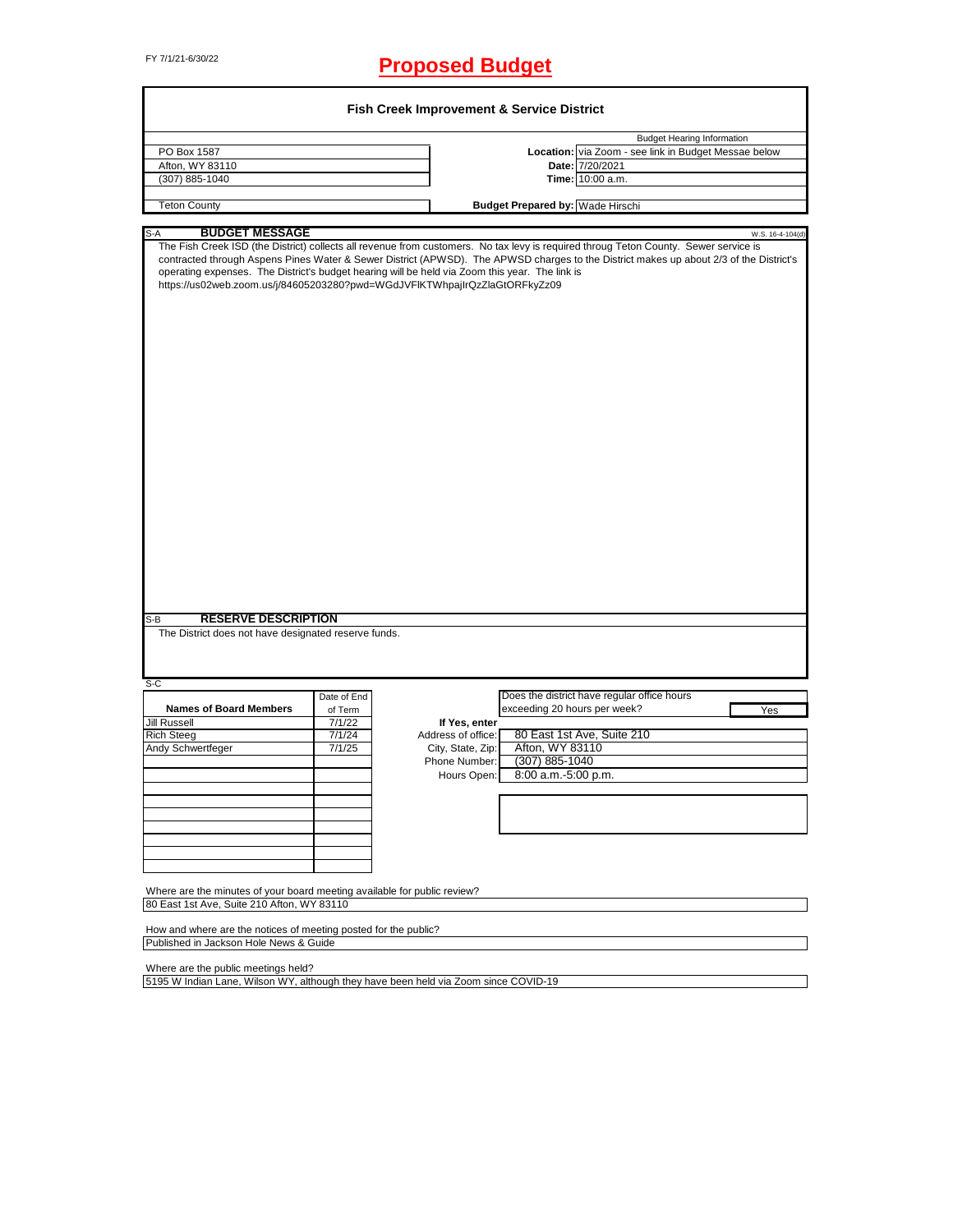FY 7/1/21-6/30/22

# Proposed Budget

## Fish Creek Improvement & Service District

| | | Budget Hearing Information |
|---|---|---|
| PO Box 1587 | **Location:** | via Zoom - see link in Budget Messae below |
| Afton, WY 83110 | **Date:** | 7/20/2021 |
| (307) 885-1040 | **Time:** | 10:00 a.m. |
| Teton County | **Budget Prepared by:** | Wade Hirschi |

### S-A BUDGET MESSAGE

W.S. 16-4-104(d)

The Fish Creek ISD (the District) collects all revenue from customers. No tax levy is required throug Teton County. Sewer service is contracted through Aspens Pines Water & Sewer District (APWSD). The APWSD charges to the District makes up about 2/3 of the District's operating expenses. The District's budget hearing will be held via Zoom this year. The link is https://us02web.zoom.us/j/84605203280?pwd=WGdJVFlKTWhpajlrQzZlaGtORFkyZz09

### S-B RESERVE DESCRIPTION

The District does not have designated reserve funds.

### S-C

| Names of Board Members | Date of End of Term |
|---|---|
| Jill Russell | 7/1/22 |
| Rich Steeg | 7/1/24 |
| Andy Schwertfeger | 7/1/25 |

Does the district have regular office hours exceeding 20 hours per week? Yes

**If Yes, enter**

| | |
|---|---|
| Address of office: | 80 East 1st Ave, Suite 210 |
| City, State, Zip: | Afton, WY 83110 |
| Phone Number: | (307) 885-1040 |
| Hours Open: | 8:00 a.m.-5:00 p.m. |

Where are the minutes of your board meeting available for public review?
80 East 1st Ave, Suite 210 Afton, WY 83110

How and where are the notices of meeting posted for the public?
Published in Jackson Hole News & Guide

Where are the public meetings held?
5195 W Indian Lane, Wilson WY, although they have been held via Zoom since COVID-19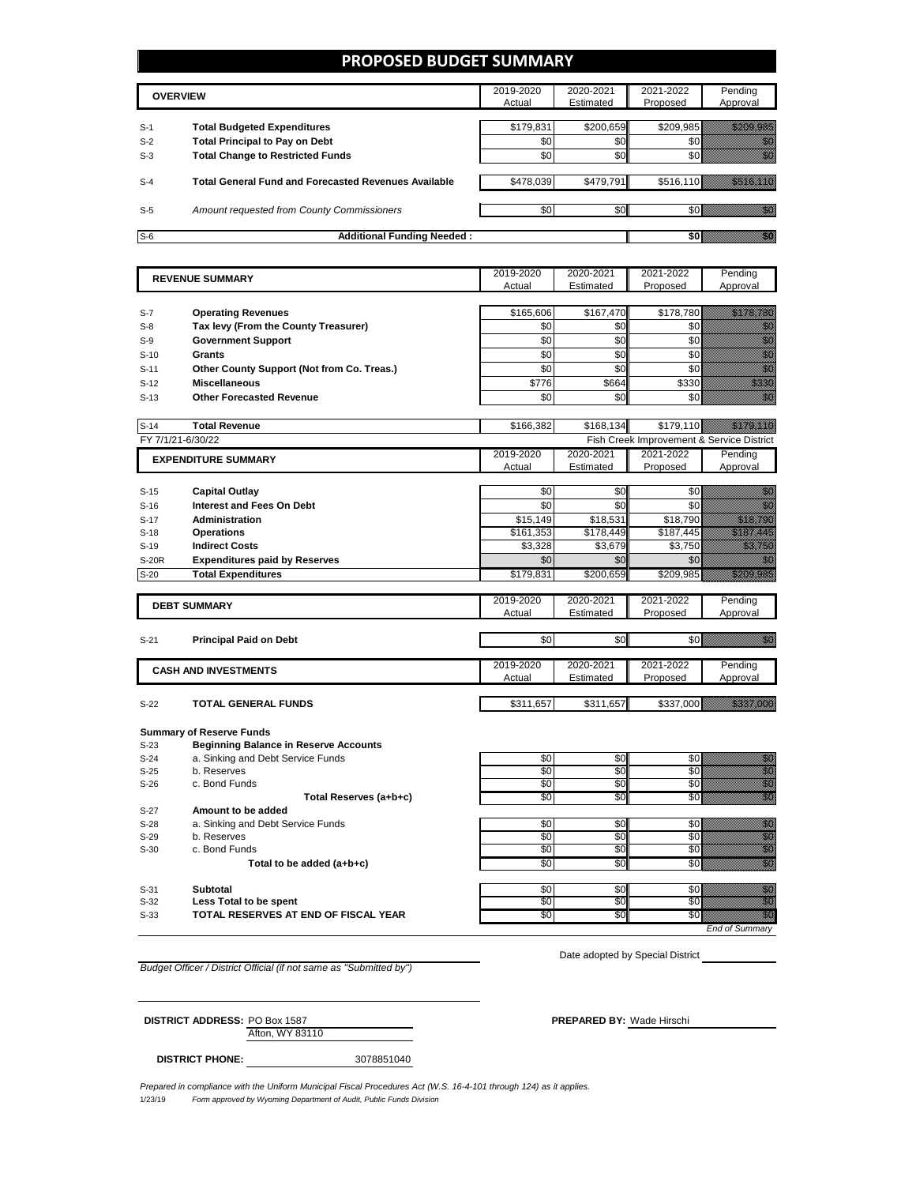# PROPOSED BUDGET SUMMARY

| | OVERVIEW | 2019-2020 Actual | 2020-2021 Estimated | 2021-2022 Proposed | Pending Approval |
|---|---|---|---|---|---|
| S-1 | **Total Budgeted Expenditures** | $179,831 | $200,659 | $209,985 | $209,985 |
| S-2 | **Total Principal to Pay on Debt** | $0 | $0 | $0 | $0 |
| S-3 | **Total Change to Restricted Funds** | $0 | $0 | $0 | $0 |
| S-4 | **Total General Fund and Forecasted Revenues Available** | $478,039 | $479,791 | $516,110 | $516,110 |
| S-5 | *Amount requested from County Commissioners* | $0 | $0 | $0 | $0 |
| S-6 | **Additional Funding Needed :** | | | **$0** | $0 |

| | REVENUE SUMMARY | 2019-2020 Actual | 2020-2021 Estimated | 2021-2022 Proposed | Pending Approval |
|---|---|---|---|---|---|
| S-7 | **Operating Revenues** | $165,606 | $167,470 | $178,780 | $178,780 |
| S-8 | **Tax levy (From the County Treasurer)** | $0 | $0 | $0 | $0 |
| S-9 | **Government Support** | $0 | $0 | $0 | $0 |
| S-10 | **Grants** | $0 | $0 | $0 | $0 |
| S-11 | **Other County Support (Not from Co. Treas.)** | $0 | $0 | $0 | $0 |
| S-12 | **Miscellaneous** | $776 | $664 | $330 | $330 |
| S-13 | **Other Forecasted Revenue** | $0 | $0 | $0 | $0 |
| S-14 | **Total Revenue** | $166,382 | $168,134 | $179,110 | $179,110 |

FY 7/1/21-6/30/22 — Fish Creek Improvement & Service District

| | EXPENDITURE SUMMARY | 2019-2020 Actual | 2020-2021 Estimated | 2021-2022 Proposed | Pending Approval |
|---|---|---|---|---|---|
| S-15 | **Capital Outlay** | $0 | $0 | $0 | $0 |
| S-16 | **Interest and Fees On Debt** | $0 | $0 | $0 | $0 |
| S-17 | **Administration** | $15,149 | $18,531 | $18,790 | $18,790 |
| S-18 | **Operations** | $161,353 | $178,449 | $187,445 | $187,445 |
| S-19 | **Indirect Costs** | $3,328 | $3,679 | $3,750 | $3,750 |
| S-20R | **Expenditures paid by Reserves** | $0 | $0 | $0 | $0 |
| S-20 | **Total Expenditures** | $179,831 | $200,659 | $209,985 | $209,985 |

| | DEBT SUMMARY | 2019-2020 Actual | 2020-2021 Estimated | 2021-2022 Proposed | Pending Approval |
|---|---|---|---|---|---|
| S-21 | **Principal Paid on Debt** | $0 | $0 | $0 | $0 |

| | CASH AND INVESTMENTS | 2019-2020 Actual | 2020-2021 Estimated | 2021-2022 Proposed | Pending Approval |
|---|---|---|---|---|---|
| S-22 | **TOTAL GENERAL FUNDS** | $311,657 | $311,657 | $337,000 | $337,000 |

**Summary of Reserve Funds**

| | | 2019-2020 Actual | 2020-2021 Estimated | 2021-2022 Proposed | Pending Approval |
|---|---|---|---|---|---|
| S-23 | **Beginning Balance in Reserve Accounts** | | | | |
| S-24 | a. Sinking and Debt Service Funds | $0 | $0 | $0 | $0 |
| S-25 | b. Reserves | $0 | $0 | $0 | $0 |
| S-26 | c. Bond Funds | $0 | $0 | $0 | $0 |
| | **Total Reserves (a+b+c)** | $0 | $0 | $0 | $0 |
| S-27 | **Amount to be added** | | | | |
| S-28 | a. Sinking and Debt Service Funds | $0 | $0 | $0 | $0 |
| S-29 | b. Reserves | $0 | $0 | $0 | $0 |
| S-30 | c. Bond Funds | $0 | $0 | $0 | $0 |
| | **Total to be added (a+b+c)** | $0 | $0 | $0 | $0 |
| S-31 | **Subtotal** | $0 | $0 | $0 | $0 |
| S-32 | **Less Total to be spent** | $0 | $0 | $0 | $0 |
| S-33 | **TOTAL RESERVES AT END OF FISCAL YEAR** | $0 | $0 | $0 | $0 |

*End of Summary*

*Budget Officer / District Official (if not same as "Submitted by")*

Date adopted by Special District

**DISTRICT ADDRESS:** PO Box 1587
Afton, WY 83110

**PREPARED BY:** Wade Hirschi

**DISTRICT PHONE:** 3078851040

*Prepared in compliance with the Uniform Municipal Fiscal Procedures Act (W.S. 16-4-101 through 124) as it applies.*

1/23/19 *Form approved by Wyoming Department of Audit, Public Funds Division*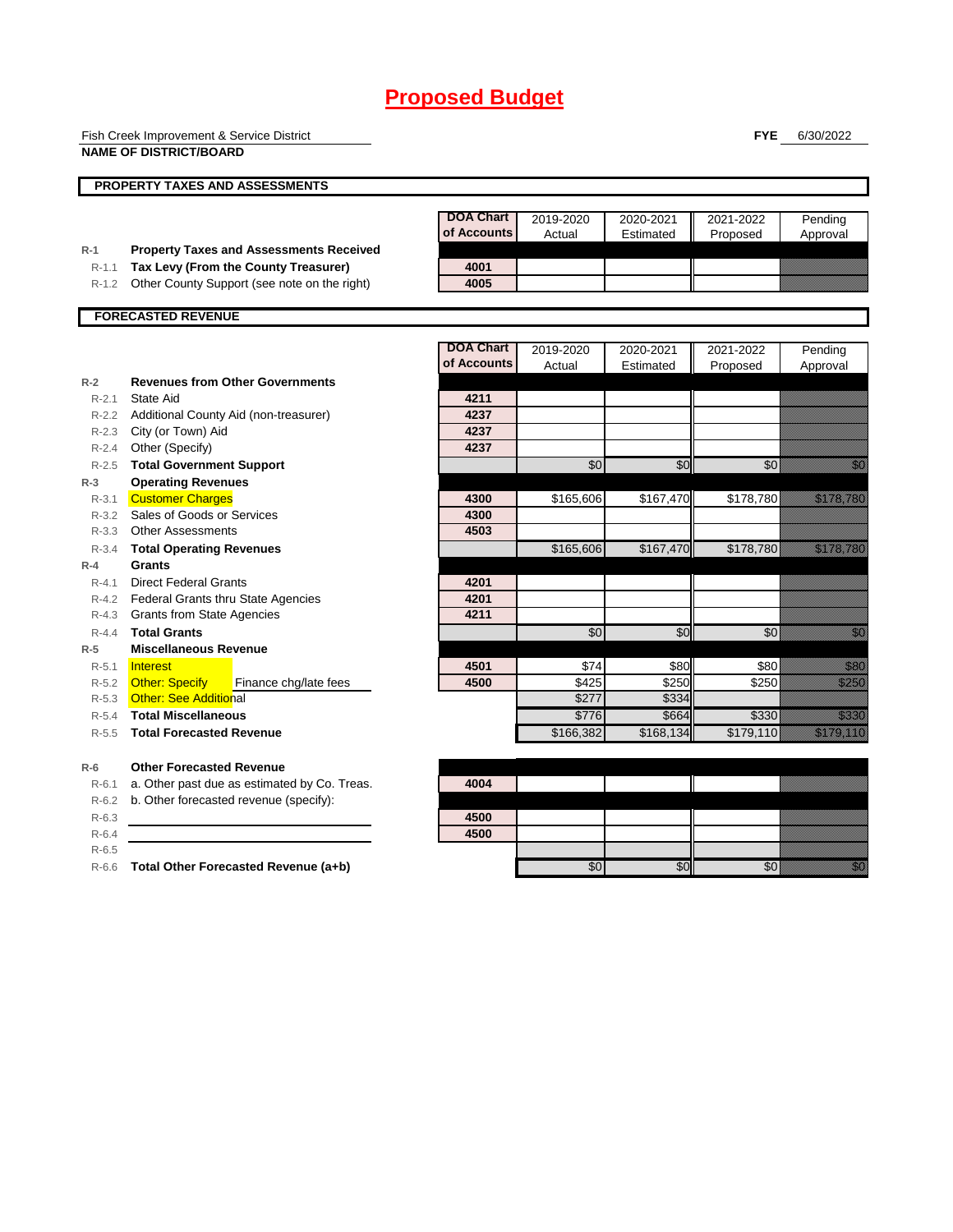# Proposed Budget

Fish Creek Improvement & Service District
**NAME OF DISTRICT/BOARD**

**FYE** 6/30/2022

## PROPERTY TAXES AND ASSESSMENTS

| | | DOA Chart of Accounts | 2019-2020 Actual | 2020-2021 Estimated | 2021-2022 Proposed | Pending Approval |
|---|---|---|---|---|---|---|
| **R-1** | **Property Taxes and Assessments Received** | | | | | |
| R-1.1 | **Tax Levy (From the County Treasurer)** | 4001 | | | | |
| R-1.2 | Other County Support (see note on the right) | 4005 | | | | |

## FORECASTED REVENUE

| | | DOA Chart of Accounts | 2019-2020 Actual | 2020-2021 Estimated | 2021-2022 Proposed | Pending Approval |
|---|---|---|---|---|---|---|
| **R-2** | **Revenues from Other Governments** | | | | | |
| R-2.1 | State Aid | 4211 | | | | |
| R-2.2 | Additional County Aid (non-treasurer) | 4237 | | | | |
| R-2.3 | City (or Town) Aid | 4237 | | | | |
| R-2.4 | Other (Specify) | 4237 | | | | |
| R-2.5 | **Total Government Support** | | $0 | $0 | $0 | $0 |
| **R-3** | **Operating Revenues** | | | | | |
| R-3.1 | Customer Charges | 4300 | $165,606 | $167,470 | $178,780 | $178,780 |
| R-3.2 | Sales of Goods or Services | 4300 | | | | |
| R-3.3 | Other Assessments | 4503 | | | | |
| R-3.4 | **Total Operating Revenues** | | $165,606 | $167,470 | $178,780 | $178,780 |
| **R-4** | **Grants** | | | | | |
| R-4.1 | Direct Federal Grants | 4201 | | | | |
| R-4.2 | Federal Grants thru State Agencies | 4201 | | | | |
| R-4.3 | Grants from State Agencies | 4211 | | | | |
| R-4.4 | **Total Grants** | | $0 | $0 | $0 | $0 |
| **R-5** | **Miscellaneous Revenue** | | | | | |
| R-5.1 | Interest | 4501 | $74 | $80 | $80 | $80 |
| R-5.2 | Other: Specify — Finance chg/late fees | 4500 | $425 | $250 | $250 | $250 |
| R-5.3 | Other: See Additional | | $277 | $334 | | |
| R-5.4 | **Total Miscellaneous** | | $776 | $664 | $330 | $330 |
| R-5.5 | **Total Forecasted Revenue** | | $166,382 | $168,134 | $179,110 | $179,110 |
| **R-6** | **Other Forecasted Revenue** | | | | | |
| R-6.1 | a. Other past due as estimated by Co. Treas. | 4004 | | | | |
| R-6.2 | b. Other forecasted revenue (specify): | | | | | |
| R-6.3 | | 4500 | | | | |
| R-6.4 | | 4500 | | | | |
| R-6.5 | | | | | | |
| R-6.6 | **Total Other Forecasted Revenue (a+b)** | | $0 | $0 | $0 | $0 |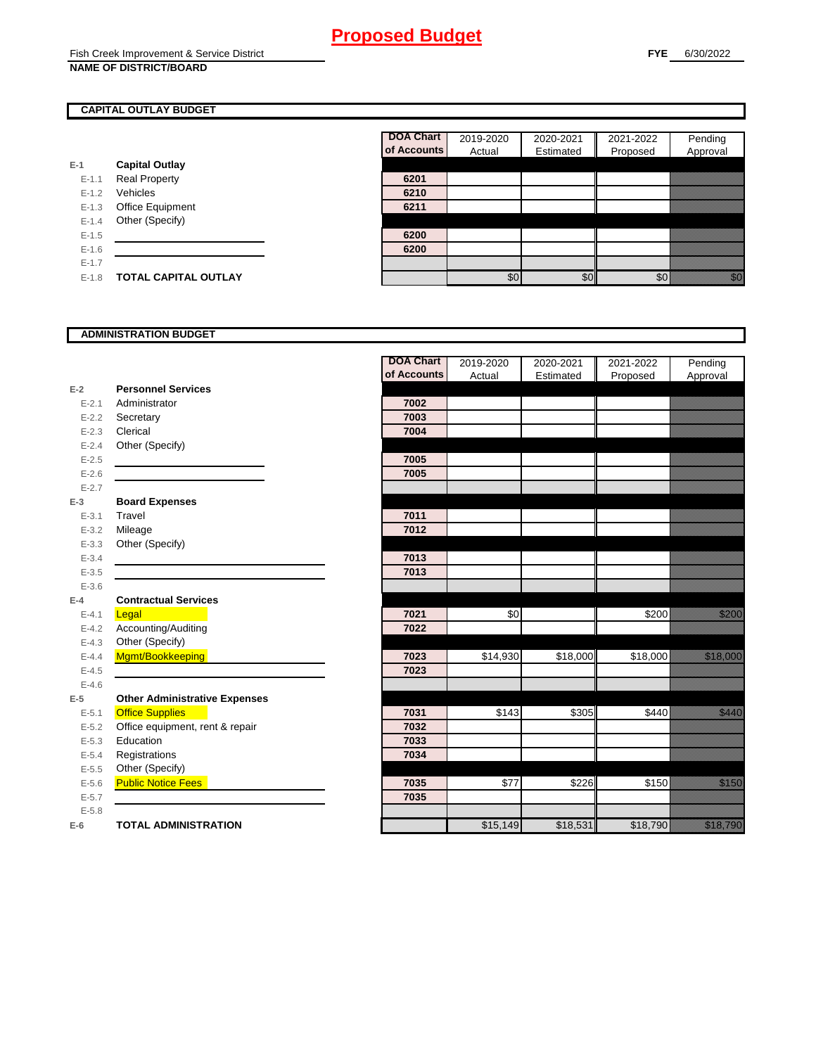# Proposed Budget

Fish Creek Improvement & Service District
**NAME OF DISTRICT/BOARD**

**FYE** 6/30/2022

## CAPITAL OUTLAY BUDGET

| | | DOA Chart of Accounts | 2019-2020 Actual | 2020-2021 Estimated | 2021-2022 Proposed | Pending Approval |
|---|---|---|---|---|---|---|
| E-1 | **Capital Outlay** | | | | | |
| E-1.1 | Real Property | 6201 | | | | |
| E-1.2 | Vehicles | 6210 | | | | |
| E-1.3 | Office Equipment | 6211 | | | | |
| E-1.4 | Other (Specify) | | | | | |
| E-1.5 | | 6200 | | | | |
| E-1.6 | | 6200 | | | | |
| E-1.7 | | | | | | |
| E-1.8 | **TOTAL CAPITAL OUTLAY** | | $0 | $0 | $0 | $0 |

## ADMINISTRATION BUDGET

| | | DOA Chart of Accounts | 2019-2020 Actual | 2020-2021 Estimated | 2021-2022 Proposed | Pending Approval |
|---|---|---|---|---|---|---|
| E-2 | **Personnel Services** | | | | | |
| E-2.1 | Administrator | 7002 | | | | |
| E-2.2 | Secretary | 7003 | | | | |
| E-2.3 | Clerical | 7004 | | | | |
| E-2.4 | Other (Specify) | | | | | |
| E-2.5 | | 7005 | | | | |
| E-2.6 | | 7005 | | | | |
| E-2.7 | | | | | | |
| E-3 | **Board Expenses** | | | | | |
| E-3.1 | Travel | 7011 | | | | |
| E-3.2 | Mileage | 7012 | | | | |
| E-3.3 | Other (Specify) | | | | | |
| E-3.4 | | 7013 | | | | |
| E-3.5 | | 7013 | | | | |
| E-3.6 | | | | | | |
| E-4 | **Contractual Services** | | | | | |
| E-4.1 | Legal | 7021 | $0 | | $200 | $200 |
| E-4.2 | Accounting/Auditing | 7022 | | | | |
| E-4.3 | Other (Specify) | | | | | |
| E-4.4 | Mgmt/Bookkeeping | 7023 | $14,930 | $18,000 | $18,000 | $18,000 |
| E-4.5 | | 7023 | | | | |
| E-4.6 | | | | | | |
| E-5 | **Other Administrative Expenses** | | | | | |
| E-5.1 | Office Supplies | 7031 | $143 | $305 | $440 | $440 |
| E-5.2 | Office equipment, rent & repair | 7032 | | | | |
| E-5.3 | Education | 7033 | | | | |
| E-5.4 | Registrations | 7034 | | | | |
| E-5.5 | Other (Specify) | | | | | |
| E-5.6 | Public Notice Fees | 7035 | $77 | $226 | $150 | $150 |
| E-5.7 | | 7035 | | | | |
| E-5.8 | | | | | | |
| E-6 | **TOTAL ADMINISTRATION** | | $15,149 | $18,531 | $18,790 | $18,790 |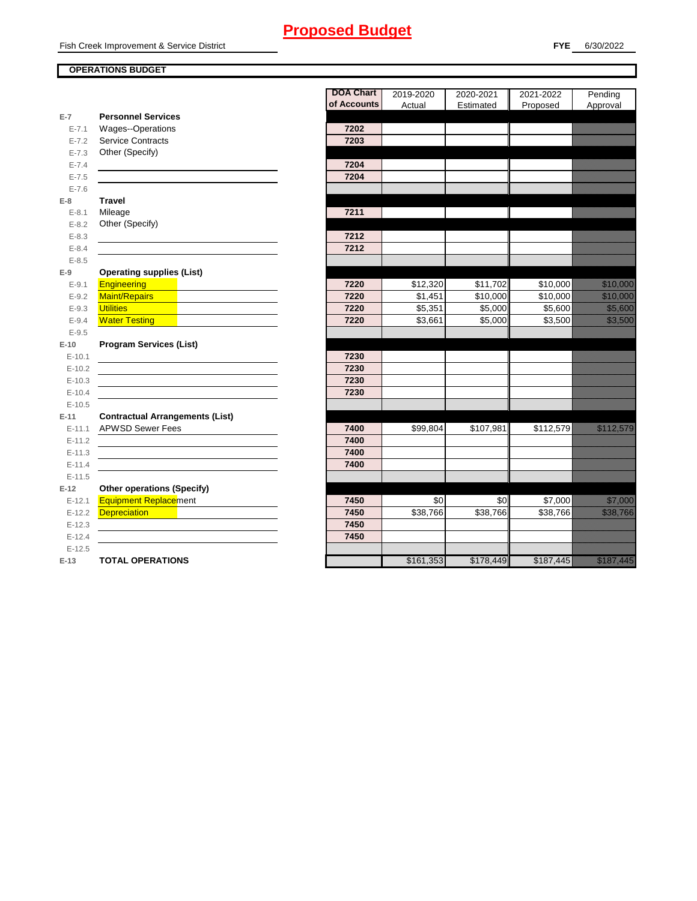# Proposed Budget

Fish Creek Improvement & Service District

**FYE** 6/30/2022

## OPERATIONS BUDGET

| | | DOA Chart of Accounts | 2019-2020 Actual | 2020-2021 Estimated | 2021-2022 Proposed | Pending Approval |
|---|---|---|---|---|---|---|
| **E-7** | **Personnel Services** | | | | | |
| E-7.1 | Wages--Operations | 7202 | | | | |
| E-7.2 | Service Contracts | 7203 | | | | |
| E-7.3 | Other (Specify) | | | | | |
| E-7.4 | | 7204 | | | | |
| E-7.5 | | 7204 | | | | |
| E-7.6 | | | | | | |
| **E-8** | **Travel** | | | | | |
| E-8.1 | Mileage | 7211 | | | | |
| E-8.2 | Other (Specify) | | | | | |
| E-8.3 | | 7212 | | | | |
| E-8.4 | | 7212 | | | | |
| E-8.5 | | | | | | |
| **E-9** | **Operating supplies (List)** | | | | | |
| E-9.1 | Engineering | 7220 | $12,320 | $11,702 | $10,000 | $10,000 |
| E-9.2 | Maint/Repairs | 7220 | $1,451 | $10,000 | $10,000 | $10,000 |
| E-9.3 | Utilities | 7220 | $5,351 | $5,000 | $5,600 | $5,600 |
| E-9.4 | Water Testing | 7220 | $3,661 | $5,000 | $3,500 | $3,500 |
| E-9.5 | | | | | | |
| **E-10** | **Program Services (List)** | | | | | |
| E-10.1 | | 7230 | | | | |
| E-10.2 | | 7230 | | | | |
| E-10.3 | | 7230 | | | | |
| E-10.4 | | 7230 | | | | |
| E-10.5 | | | | | | |
| **E-11** | **Contractual Arrangements (List)** | | | | | |
| E-11.1 | APWSD Sewer Fees | 7400 | $99,804 | $107,981 | $112,579 | $112,579 |
| E-11.2 | | 7400 | | | | |
| E-11.3 | | 7400 | | | | |
| E-11.4 | | 7400 | | | | |
| E-11.5 | | | | | | |
| **E-12** | **Other operations (Specify)** | | | | | |
| E-12.1 | Equipment Replacement | 7450 | $0 | $0 | $7,000 | $7,000 |
| E-12.2 | Depreciation | 7450 | $38,766 | $38,766 | $38,766 | $38,766 |
| E-12.3 | | 7450 | | | | |
| E-12.4 | | 7450 | | | | |
| E-12.5 | | | | | | |
| **E-13** | **TOTAL OPERATIONS** | | $161,353 | $178,449 | $187,445 | $187,445 |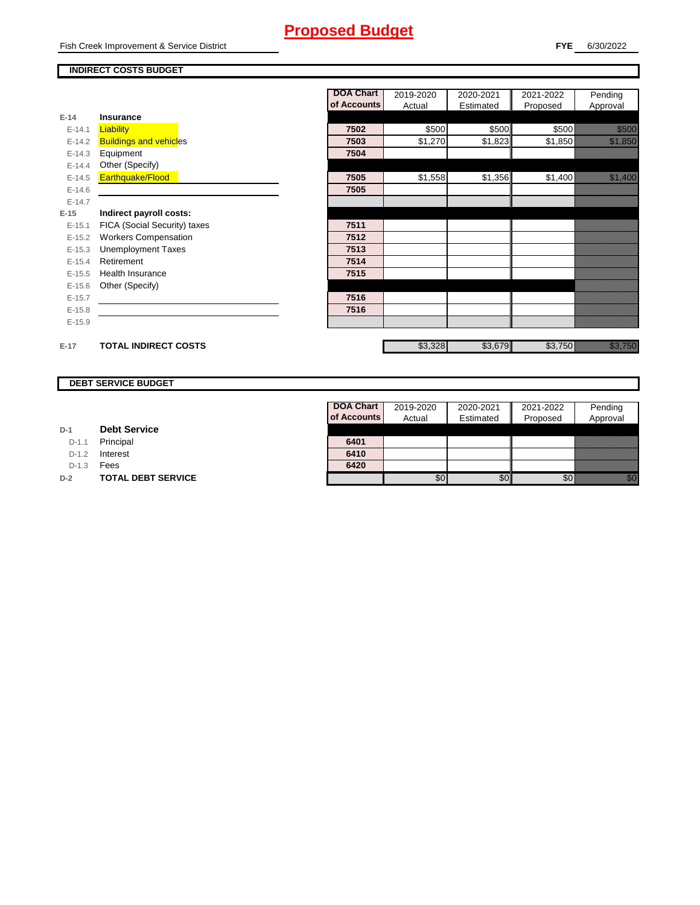# Proposed Budget

Fish Creek Improvement & Service District

**FYE** 6/30/2022

## INDIRECT COSTS BUDGET

| | | DOA Chart of Accounts | 2019-2020 Actual | 2020-2021 Estimated | 2021-2022 Proposed | Pending Approval |
|---|---|---|---|---|---|---|
| **E-14** | **Insurance** | | | | | |
| E-14.1 | Liability | 7502 | $500 | $500 | $500 | $500 |
| E-14.2 | Buildings and vehicles | 7503 | $1,270 | $1,823 | $1,850 | $1,850 |
| E-14.3 | Equipment | 7504 | | | | |
| E-14.4 | Other (Specify) | | | | | |
| E-14.5 | Earthquake/Flood | 7505 | $1,558 | $1,356 | $1,400 | $1,400 |
| E-14.6 | | 7505 | | | | |
| E-14.7 | | | | | | |
| **E-15** | **Indirect payroll costs:** | | | | | |
| E-15.1 | FICA (Social Security) taxes | 7511 | | | | |
| E-15.2 | Workers Compensation | 7512 | | | | |
| E-15.3 | Unemployment Taxes | 7513 | | | | |
| E-15.4 | Retirement | 7514 | | | | |
| E-15.5 | Health Insurance | 7515 | | | | |
| E-15.6 | Other (Specify) | | | | | |
| E-15.7 | | 7516 | | | | |
| E-15.8 | | 7516 | | | | |
| E-15.9 | | | | | | |
| **E-17** | **TOTAL INDIRECT COSTS** | | $3,328 | $3,679 | $3,750 | $3,750 |

## DEBT SERVICE BUDGET

| | | DOA Chart of Accounts | 2019-2020 Actual | 2020-2021 Estimated | 2021-2022 Proposed | Pending Approval |
|---|---|---|---|---|---|---|
| **D-1** | **Debt Service** | | | | | |
| D-1.1 | Principal | 6401 | | | | |
| D-1.2 | Interest | 6410 | | | | |
| D-1.3 | Fees | 6420 | | | | |
| **D-2** | **TOTAL DEBT SERVICE** | | $0 | $0 | $0 | $0 |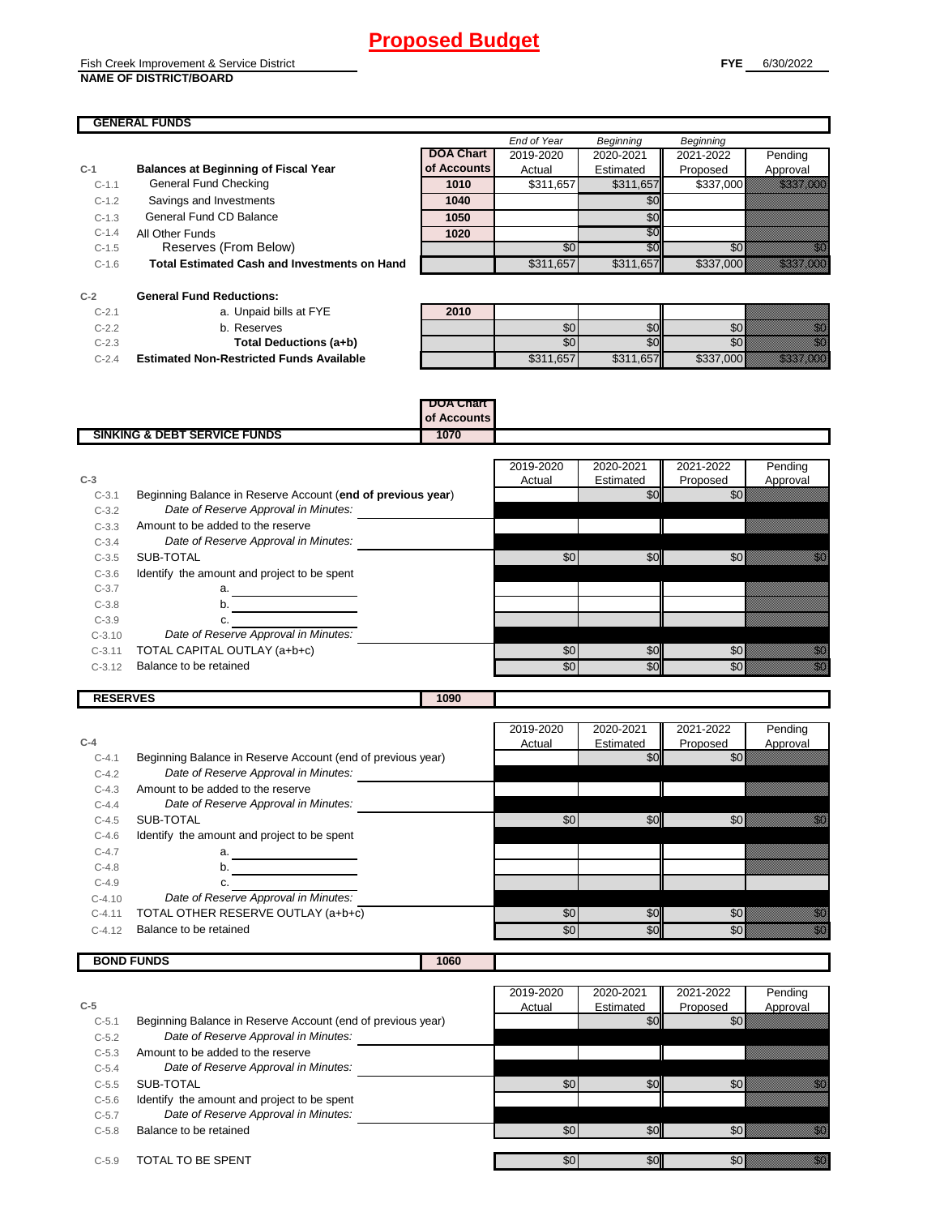# Proposed Budget

Fish Creek Improvement & Service District
**NAME OF DISTRICT/BOARD**

**FYE** 6/30/2022

## GENERAL FUNDS

| | | DOA Chart of Accounts | End of Year 2019-2020 Actual | Beginning 2020-2021 Estimated | Beginning 2021-2022 Proposed | Pending Approval |
|---|---|---|---|---|---|---|
| **C-1** | **Balances at Beginning of Fiscal Year** | | | | | |
| C-1.1 | General Fund Checking | 1010 | $311,657 | $311,657 | $337,000 | $337,000 |
| C-1.2 | Savings and Investments | 1040 | | $0 | | |
| C-1.3 | General Fund CD Balance | 1050 | | $0 | | |
| C-1.4 | All Other Funds | 1020 | | $0 | | |
| C-1.5 | Reserves (From Below) | | $0 | $0 | $0 | $0 |
| C-1.6 | **Total Estimated Cash and Investments on Hand** | | $311,657 | $311,657 | $337,000 | $337,000 |
| **C-2** | **General Fund Reductions:** | | | | | |
| C-2.1 | a. Unpaid bills at FYE | 2010 | | | | |
| C-2.2 | b. Reserves | | $0 | $0 | $0 | $0 |
| C-2.3 | **Total Deductions (a+b)** | | $0 | $0 | $0 | $0 |
| C-2.4 | **Estimated Non-Restricted Funds Available** | | $311,657 | $311,657 | $337,000 | $337,000 |

## SINKING & DEBT SERVICE FUNDS

DOA Chart of Accounts: 1070

| | | 2019-2020 Actual | 2020-2021 Estimated | 2021-2022 Proposed | Pending Approval |
|---|---|---|---|---|---|
| **C-3** | | | | | |
| C-3.1 | Beginning Balance in Reserve Account (**end of previous year**) | | $0 | $0 | |
| C-3.2 | *Date of Reserve Approval in Minutes:* | | | | |
| C-3.3 | Amount to be added to the reserve | | | | |
| C-3.4 | *Date of Reserve Approval in Minutes:* | | | | |
| C-3.5 | SUB-TOTAL | $0 | $0 | $0 | $0 |
| C-3.6 | Identify the amount and project to be spent | | | | |
| C-3.7 | a. | | | | |
| C-3.8 | b. | | | | |
| C-3.9 | c. | | | | |
| C-3.10 | *Date of Reserve Approval in Minutes:* | | | | |
| C-3.11 | TOTAL CAPITAL OUTLAY (a+b+c) | $0 | $0 | $0 | $0 |
| C-3.12 | Balance to be retained | $0 | $0 | $0 | $0 |

## RESERVES

DOA Chart of Accounts: 1090

| | | 2019-2020 Actual | 2020-2021 Estimated | 2021-2022 Proposed | Pending Approval |
|---|---|---|---|---|---|
| **C-4** | | | | | |
| C-4.1 | Beginning Balance in Reserve Account (end of previous year) | | $0 | $0 | |
| C-4.2 | *Date of Reserve Approval in Minutes:* | | | | |
| C-4.3 | Amount to be added to the reserve | | | | |
| C-4.4 | *Date of Reserve Approval in Minutes:* | | | | |
| C-4.5 | SUB-TOTAL | $0 | $0 | $0 | $0 |
| C-4.6 | Identify the amount and project to be spent | | | | |
| C-4.7 | a. | | | | |
| C-4.8 | b. | | | | |
| C-4.9 | c. | | | | |
| C-4.10 | *Date of Reserve Approval in Minutes:* | | | | |
| C-4.11 | TOTAL OTHER RESERVE OUTLAY (a+b+c) | $0 | $0 | $0 | $0 |
| C-4.12 | Balance to be retained | $0 | $0 | $0 | $0 |

## BOND FUNDS

DOA Chart of Accounts: 1060

| | | 2019-2020 Actual | 2020-2021 Estimated | 2021-2022 Proposed | Pending Approval |
|---|---|---|---|---|---|
| **C-5** | | | | | |
| C-5.1 | Beginning Balance in Reserve Account (end of previous year) | | $0 | $0 | |
| C-5.2 | *Date of Reserve Approval in Minutes:* | | | | |
| C-5.3 | Amount to be added to the reserve | | | | |
| C-5.4 | *Date of Reserve Approval in Minutes:* | | | | |
| C-5.5 | SUB-TOTAL | $0 | $0 | $0 | $0 |
| C-5.6 | Identify the amount and project to be spent | | | | |
| C-5.7 | *Date of Reserve Approval in Minutes:* | | | | |
| C-5.8 | Balance to be retained | $0 | $0 | $0 | $0 |
| C-5.9 | TOTAL TO BE SPENT | $0 | $0 | $0 | $0 |